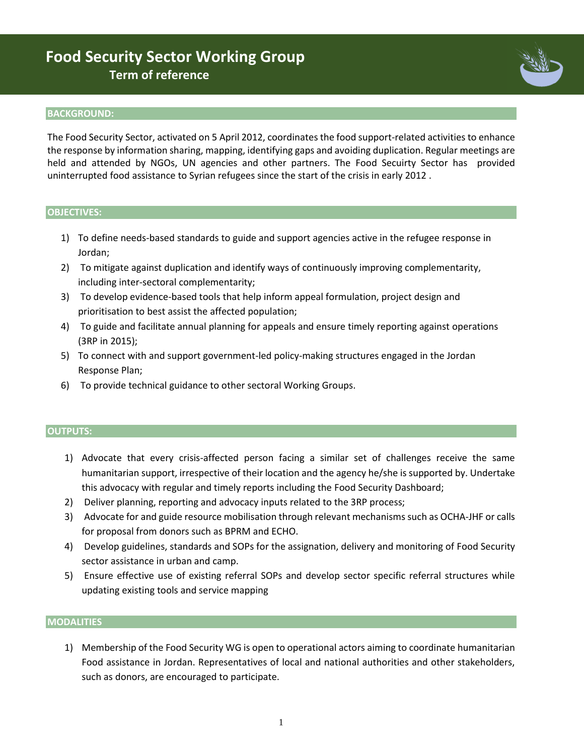# Food Security Sector Working Group

## Term of reference

### BACKGROUND:

The Food Security Sector, activated on 5 April 2012, coordinates the food support-related activities to enhance the response by information sharing, mapping, identifying gaps and avoiding duplication. Regular meetings are held and attended by NGOs, UN agencies and other partners. The Food Secuirty Sector has provided uninterrupted food assistance to Syrian refugees since the start of the crisis in early 2012 .

### OBJECTIVES:

1) To define needs-based standards to guide and support agencies active in the refugee response in Jordan;
2) To mitigate against duplication and identify ways of continuously improving complementarity, including inter-sectoral complementarity;
3) To develop evidence-based tools that help inform appeal formulation, project design and prioritisation to best assist the affected population;
4) To guide and facilitate annual planning for appeals and ensure timely reporting against operations (3RP in 2015);
5) To connect with and support government-led policy-making structures engaged in the Jordan Response Plan;
6) To provide technical guidance to other sectoral Working Groups.

### OUTPUTS:

1) Advocate that every crisis-affected person facing a similar set of challenges receive the same humanitarian support, irrespective of their location and the agency he/she is supported by. Undertake this advocacy with regular and timely reports including the Food Security Dashboard;
2) Deliver planning, reporting and advocacy inputs related to the 3RP process;
3) Advocate for and guide resource mobilisation through relevant mechanisms such as OCHA-JHF or calls for proposal from donors such as BPRM and ECHO.
4) Develop guidelines, standards and SOPs for the assignation, delivery and monitoring of Food Security sector assistance in urban and camp.
5) Ensure effective use of existing referral SOPs and develop sector specific referral structures while updating existing tools and service mapping

### MODALITIES

1) Membership of the Food Security WG is open to operational actors aiming to coordinate humanitarian Food assistance in Jordan. Representatives of local and national authorities and other stakeholders, such as donors, are encouraged to participate.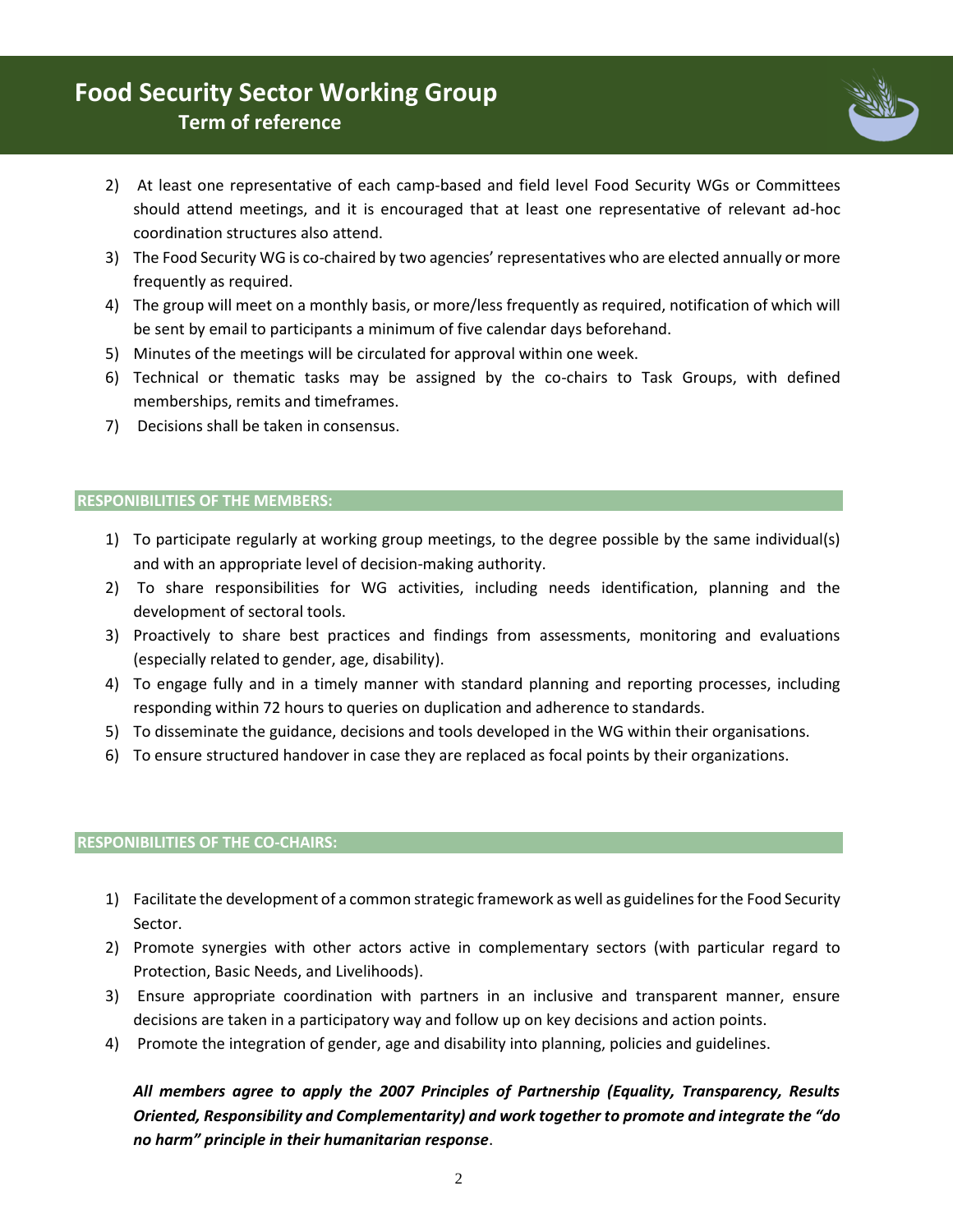2) At least one representative of each camp-based and field level Food Security WGs or Committees should attend meetings, and it is encouraged that at least one representative of relevant ad-hoc coordination structures also attend.
3) The Food Security WG is co-chaired by two agencies' representatives who are elected annually or more frequently as required.
4) The group will meet on a monthly basis, or more/less frequently as required, notification of which will be sent by email to participants a minimum of five calendar days beforehand.
5) Minutes of the meetings will be circulated for approval within one week.
6) Technical or thematic tasks may be assigned by the co-chairs to Task Groups, with defined memberships, remits and timeframes.
7) Decisions shall be taken in consensus.

## RESPONIBILITIES OF THE MEMBERS:

1) To participate regularly at working group meetings, to the degree possible by the same individual(s) and with an appropriate level of decision-making authority.
2) To share responsibilities for WG activities, including needs identification, planning and the development of sectoral tools.
3) Proactively to share best practices and findings from assessments, monitoring and evaluations (especially related to gender, age, disability).
4) To engage fully and in a timely manner with standard planning and reporting processes, including responding within 72 hours to queries on duplication and adherence to standards.
5) To disseminate the guidance, decisions and tools developed in the WG within their organisations.
6) To ensure structured handover in case they are replaced as focal points by their organizations.

## RESPONIBILITIES OF THE CO-CHAIRS:

1) Facilitate the development of a common strategic framework as well as guidelines for the Food Security Sector.
2) Promote synergies with other actors active in complementary sectors (with particular regard to Protection, Basic Needs, and Livelihoods).
3) Ensure appropriate coordination with partners in an inclusive and transparent manner, ensure decisions are taken in a participatory way and follow up on key decisions and action points.
4) Promote the integration of gender, age and disability into planning, policies and guidelines.

***All members agree to apply the 2007 Principles of Partnership (Equality, Transparency, Results Oriented, Responsibility and Complementarity) and work together to promote and integrate the "do no harm" principle in their humanitarian response***.